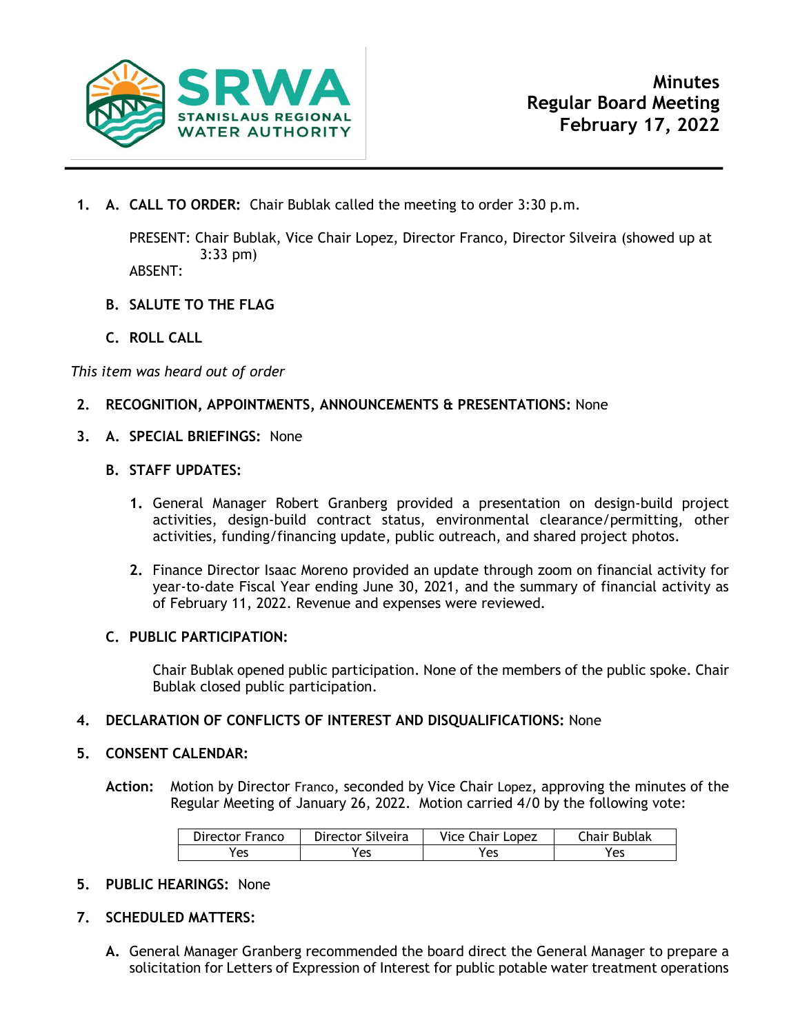**SRWA STANISLAUS REGIONAL WATER AUTHORITY**

# Minutes
## Regular Board Meeting
## February 17, 2022

1. **A. CALL TO ORDER:** Chair Bublak called the meeting to order 3:30 p.m.

   PRESENT: Chair Bublak, Vice Chair Lopez, Director Franco, Director Silveira (showed up at 3:33 pm)
   ABSENT:

   **B. SALUTE TO THE FLAG**

   **C. ROLL CALL**

*This item was heard out of order*

2. **RECOGNITION, APPOINTMENTS, ANNOUNCEMENTS & PRESENTATIONS:** None

3. **A. SPECIAL BRIEFINGS:** None

   **B. STAFF UPDATES:**

   1. General Manager Robert Granberg provided a presentation on design-build project activities, design-build contract status, environmental clearance/permitting, other activities, funding/financing update, public outreach, and shared project photos.

   2. Finance Director Isaac Moreno provided an update through zoom on financial activity for year-to-date Fiscal Year ending June 30, 2021, and the summary of financial activity as of February 11, 2022. Revenue and expenses were reviewed.

   **C. PUBLIC PARTICIPATION:**

   Chair Bublak opened public participation. None of the members of the public spoke. Chair Bublak closed public participation.

4. **DECLARATION OF CONFLICTS OF INTEREST AND DISQUALIFICATIONS:** None

5. **CONSENT CALENDAR:**

   **Action:** Motion by Director Franco, seconded by Vice Chair Lopez, approving the minutes of the Regular Meeting of January 26, 2022. Motion carried 4/0 by the following vote:

| Director Franco | Director Silveira | Vice Chair Lopez | Chair Bublak |
|---|---|---|---|
| Yes | Yes | Yes | Yes |

5. **PUBLIC HEARINGS:** None

7. **SCHEDULED MATTERS:**

   **A.** General Manager Granberg recommended the board direct the General Manager to prepare a solicitation for Letters of Expression of Interest for public potable water treatment operations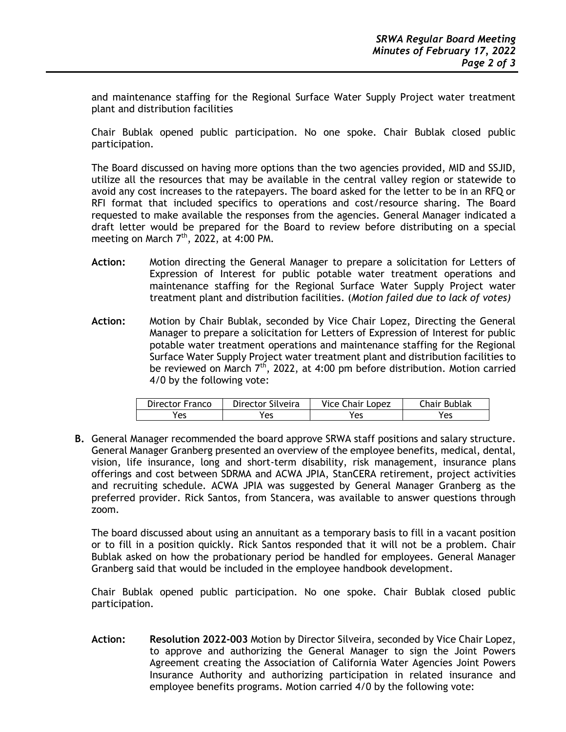and maintenance staffing for the Regional Surface Water Supply Project water treatment plant and distribution facilities

Chair Bublak opened public participation. No one spoke. Chair Bublak closed public participation.

The Board discussed on having more options than the two agencies provided, MID and SSJID, utilize all the resources that may be available in the central valley region or statewide to avoid any cost increases to the ratepayers. The board asked for the letter to be in an RFQ or RFI format that included specifics to operations and cost/resource sharing. The Board requested to make available the responses from the agencies. General Manager indicated a draft letter would be prepared for the Board to review before distributing on a special meeting on March 7th, 2022, at 4:00 PM.

**Action:** Motion directing the General Manager to prepare a solicitation for Letters of Expression of Interest for public potable water treatment operations and maintenance staffing for the Regional Surface Water Supply Project water treatment plant and distribution facilities. (*Motion failed due to lack of votes)*

**Action:** Motion by Chair Bublak, seconded by Vice Chair Lopez, Directing the General Manager to prepare a solicitation for Letters of Expression of Interest for public potable water treatment operations and maintenance staffing for the Regional Surface Water Supply Project water treatment plant and distribution facilities to be reviewed on March 7th, 2022, at 4:00 pm before distribution. Motion carried 4/0 by the following vote:

| Director Franco | Director Silveira | Vice Chair Lopez | Chair Bublak |
|---|---|---|---|
| Yes | Yes | Yes | Yes |

**B.** General Manager recommended the board approve SRWA staff positions and salary structure. General Manager Granberg presented an overview of the employee benefits, medical, dental, vision, life insurance, long and short-term disability, risk management, insurance plans offerings and cost between SDRMA and ACWA JPIA, StanCERA retirement, project activities and recruiting schedule. ACWA JPIA was suggested by General Manager Granberg as the preferred provider. Rick Santos, from Stancera, was available to answer questions through zoom.

The board discussed about using an annuitant as a temporary basis to fill in a vacant position or to fill in a position quickly. Rick Santos responded that it will not be a problem. Chair Bublak asked on how the probationary period be handled for employees. General Manager Granberg said that would be included in the employee handbook development.

Chair Bublak opened public participation. No one spoke. Chair Bublak closed public participation.

**Action:** **Resolution 2022-003** Motion by Director Silveira, seconded by Vice Chair Lopez, to approve and authorizing the General Manager to sign the Joint Powers Agreement creating the Association of California Water Agencies Joint Powers Insurance Authority and authorizing participation in related insurance and employee benefits programs. Motion carried 4/0 by the following vote: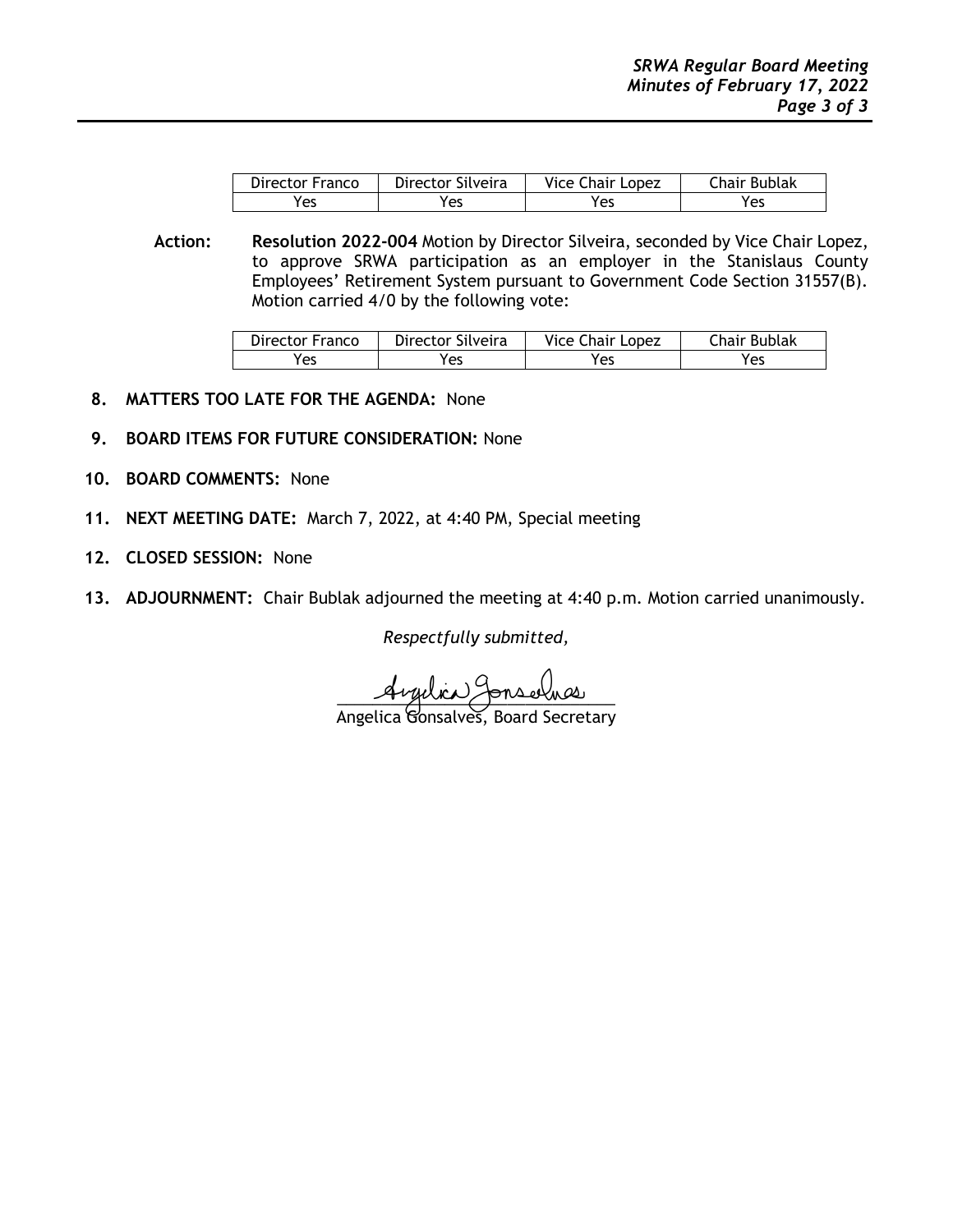| Director Franco | Director Silveira | Vice Chair Lopez | Chair Bublak |
|---|---|---|---|
| Yes | Yes | Yes | Yes |

**Action:** **Resolution 2022-004** Motion by Director Silveira, seconded by Vice Chair Lopez, to approve SRWA participation as an employer in the Stanislaus County Employees' Retirement System pursuant to Government Code Section 31557(B). Motion carried 4/0 by the following vote:

| Director Franco | Director Silveira | Vice Chair Lopez | Chair Bublak |
|---|---|---|---|
| Yes | Yes | Yes | Yes |

8. **MATTERS TOO LATE FOR THE AGENDA:** None
9. **BOARD ITEMS FOR FUTURE CONSIDERATION:** None
10. **BOARD COMMENTS:** None
11. **NEXT MEETING DATE:** March 7, 2022, at 4:40 PM, Special meeting
12. **CLOSED SESSION:** None
13. **ADJOURNMENT:** Chair Bublak adjourned the meeting at 4:40 p.m. Motion carried unanimously.

*Respectfully submitted,*

Angelica Gonsalves

Angelica Gonsalves, Board Secretary